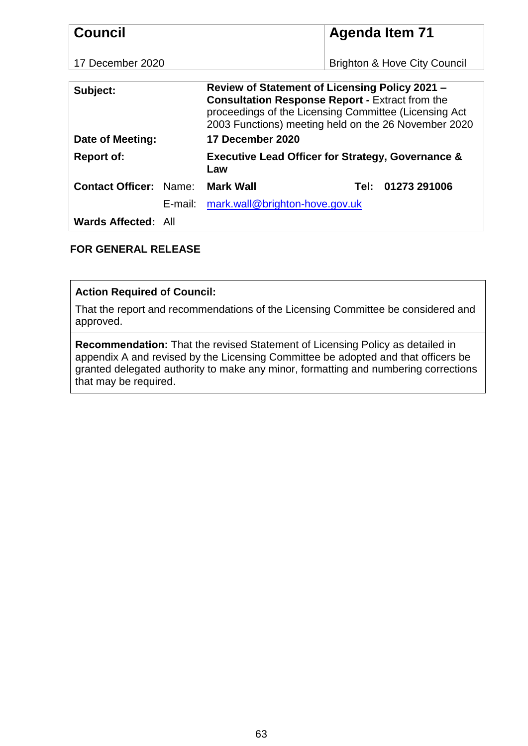| **Council** | **Agenda Item 71** |
| --- | --- |
| 17 December 2020 | Brighton & Hove City Council |

| | | | | |
| --- | --- | --- | --- | --- |
| **Subject:** | | **Review of Statement of Licensing Policy 2021 – Consultation Response Report -** Extract from the proceedings of the Licensing Committee (Licensing Act 2003 Functions) meeting held on the 26 November 2020 | | |
| **Date of Meeting:** | | **17 December 2020** | | |
| **Report of:** | | **Executive Lead Officer for Strategy, Governance & Law** | | |
| **Contact Officer:** | Name: | **Mark Wall** | **Tel:** | **01273 291006** |
| | E-mail: | mark.wall@brighton-hove.gov.uk | | |
| **Wards Affected:** | All | | | |

**FOR GENERAL RELEASE**

**Action Required of Council:**

That the report and recommendations of the Licensing Committee be considered and approved.

**Recommendation:** That the revised Statement of Licensing Policy as detailed in appendix A and revised by the Licensing Committee be adopted and that officers be granted delegated authority to make any minor, formatting and numbering corrections that may be required.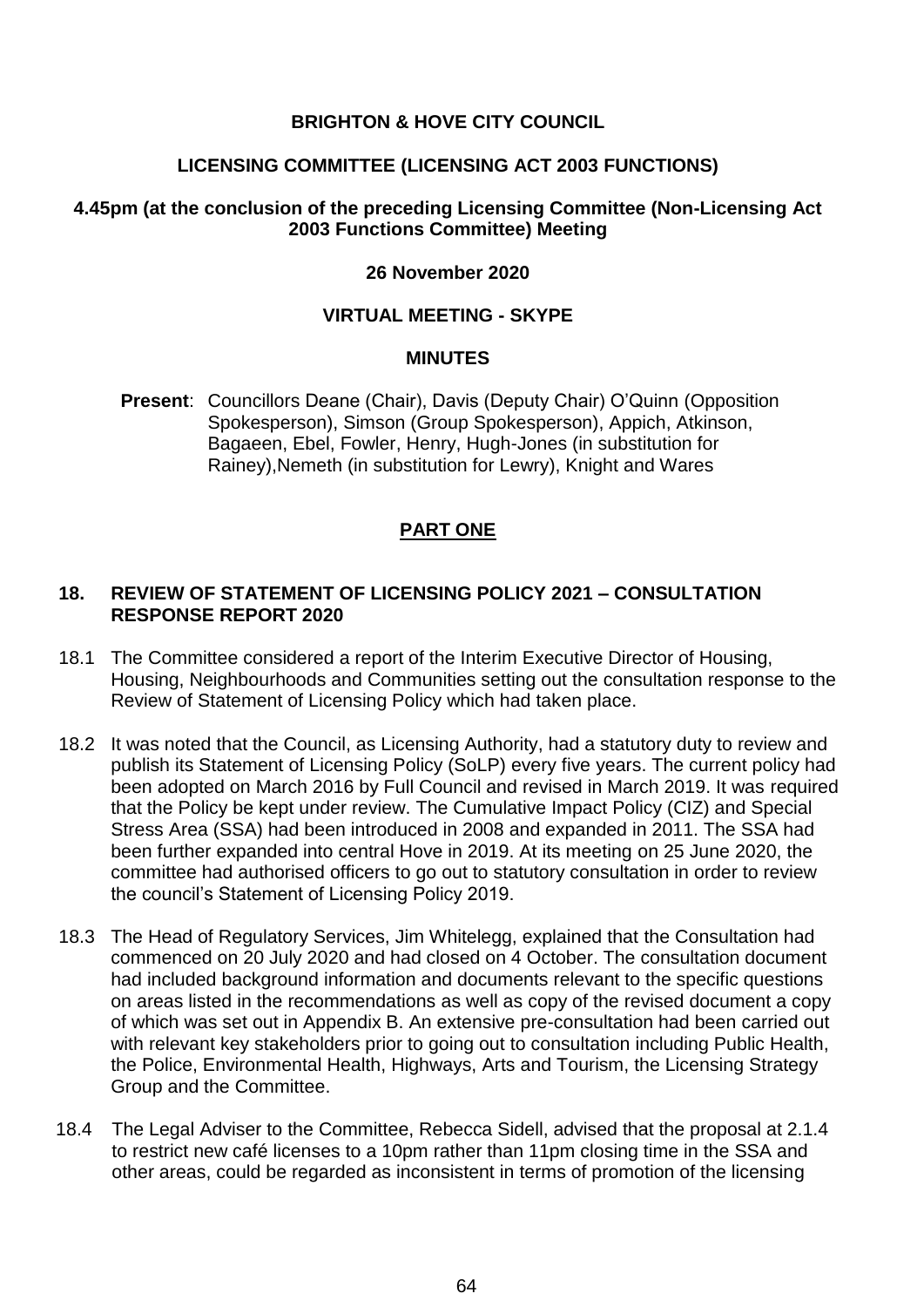**BRIGHTON & HOVE CITY COUNCIL**

**LICENSING COMMITTEE (LICENSING ACT 2003 FUNCTIONS)**

**4.45pm (at the conclusion of the preceding Licensing Committee (Non-Licensing Act 2003 Functions Committee) Meeting**

**26 November 2020**

**VIRTUAL MEETING - SKYPE**

**MINUTES**

**Present**: Councillors Deane (Chair), Davis (Deputy Chair) O'Quinn (Opposition Spokesperson), Simson (Group Spokesperson), Appich, Atkinson, Bagaeen, Ebel, Fowler, Henry, Hugh-Jones (in substitution for Rainey),Nemeth (in substitution for Lewry), Knight and Wares

## PART ONE

### 18. REVIEW OF STATEMENT OF LICENSING POLICY 2021 – CONSULTATION RESPONSE REPORT 2020

18.1 The Committee considered a report of the Interim Executive Director of Housing, Housing, Neighbourhoods and Communities setting out the consultation response to the Review of Statement of Licensing Policy which had taken place.

18.2 It was noted that the Council, as Licensing Authority, had a statutory duty to review and publish its Statement of Licensing Policy (SoLP) every five years. The current policy had been adopted on March 2016 by Full Council and revised in March 2019. It was required that the Policy be kept under review. The Cumulative Impact Policy (CIZ) and Special Stress Area (SSA) had been introduced in 2008 and expanded in 2011. The SSA had been further expanded into central Hove in 2019. At its meeting on 25 June 2020, the committee had authorised officers to go out to statutory consultation in order to review the council's Statement of Licensing Policy 2019.

18.3 The Head of Regulatory Services, Jim Whitelegg, explained that the Consultation had commenced on 20 July 2020 and had closed on 4 October. The consultation document had included background information and documents relevant to the specific questions on areas listed in the recommendations as well as copy of the revised document a copy of which was set out in Appendix B. An extensive pre-consultation had been carried out with relevant key stakeholders prior to going out to consultation including Public Health, the Police, Environmental Health, Highways, Arts and Tourism, the Licensing Strategy Group and the Committee.

18.4 The Legal Adviser to the Committee, Rebecca Sidell, advised that the proposal at 2.1.4 to restrict new café licenses to a 10pm rather than 11pm closing time in the SSA and other areas, could be regarded as inconsistent in terms of promotion of the licensing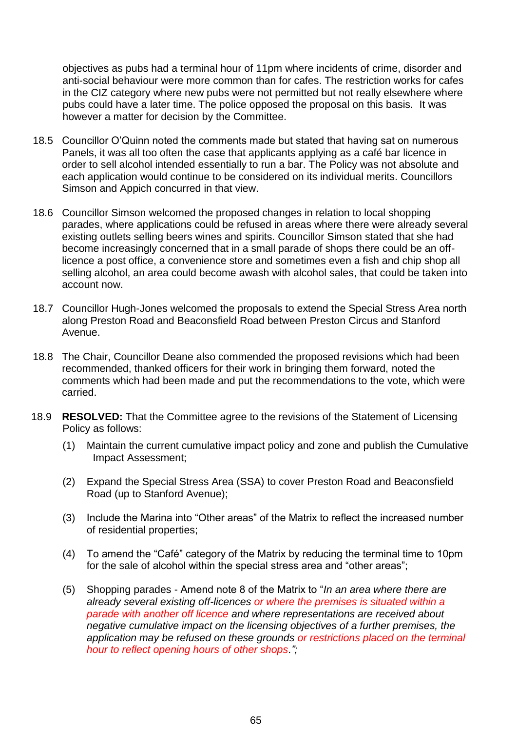objectives as pubs had a terminal hour of 11pm where incidents of crime, disorder and anti-social behaviour were more common than for cafes. The restriction works for cafes in the CIZ category where new pubs were not permitted but not really elsewhere where pubs could have a later time. The police opposed the proposal on this basis. It was however a matter for decision by the Committee.

18.5 Councillor O'Quinn noted the comments made but stated that having sat on numerous Panels, it was all too often the case that applicants applying as a café bar licence in order to sell alcohol intended essentially to run a bar. The Policy was not absolute and each application would continue to be considered on its individual merits. Councillors Simson and Appich concurred in that view.

18.6 Councillor Simson welcomed the proposed changes in relation to local shopping parades, where applications could be refused in areas where there were already several existing outlets selling beers wines and spirits. Councillor Simson stated that she had become increasingly concerned that in a small parade of shops there could be an off-licence a post office, a convenience store and sometimes even a fish and chip shop all selling alcohol, an area could become awash with alcohol sales, that could be taken into account now.

18.7 Councillor Hugh-Jones welcomed the proposals to extend the Special Stress Area north along Preston Road and Beaconsfield Road between Preston Circus and Stanford Avenue.

18.8 The Chair, Councillor Deane also commended the proposed revisions which had been recommended, thanked officers for their work in bringing them forward, noted the comments which had been made and put the recommendations to the vote, which were carried.

18.9 **RESOLVED:** That the Committee agree to the revisions of the Statement of Licensing Policy as follows:

(1) Maintain the current cumulative impact policy and zone and publish the Cumulative Impact Assessment;

(2) Expand the Special Stress Area (SSA) to cover Preston Road and Beaconsfield Road (up to Stanford Avenue);

(3) Include the Marina into "Other areas" of the Matrix to reflect the increased number of residential properties;

(4) To amend the "Café" category of the Matrix by reducing the terminal time to 10pm for the sale of alcohol within the special stress area and "other areas";

(5) Shopping parades - Amend note 8 of the Matrix to "*In an area where there are already several existing off-licences or where the premises is situated within a parade with another off licence and where representations are received about negative cumulative impact on the licensing objectives of a further premises, the application may be refused on these grounds or restrictions placed on the terminal hour to reflect opening hours of other shops.";*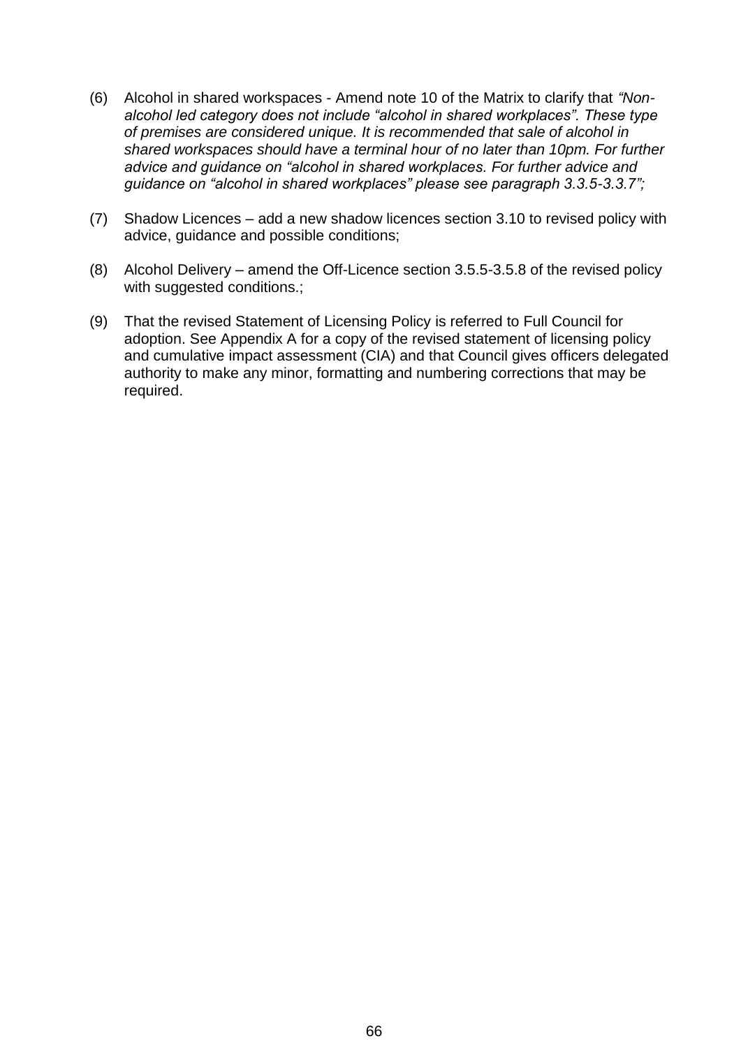(6) Alcohol in shared workspaces - Amend note 10 of the Matrix to clarify that *"Non-alcohol led category does not include "alcohol in shared workplaces". These type of premises are considered unique. It is recommended that sale of alcohol in shared workspaces should have a terminal hour of no later than 10pm. For further advice and guidance on "alcohol in shared workplaces. For further advice and guidance on "alcohol in shared workplaces" please see paragraph 3.3.5-3.3.7";*

(7) Shadow Licences – add a new shadow licences section 3.10 to revised policy with advice, guidance and possible conditions;

(8) Alcohol Delivery – amend the Off-Licence section 3.5.5-3.5.8 of the revised policy with suggested conditions.;

(9) That the revised Statement of Licensing Policy is referred to Full Council for adoption. See Appendix A for a copy of the revised statement of licensing policy and cumulative impact assessment (CIA) and that Council gives officers delegated authority to make any minor, formatting and numbering corrections that may be required.